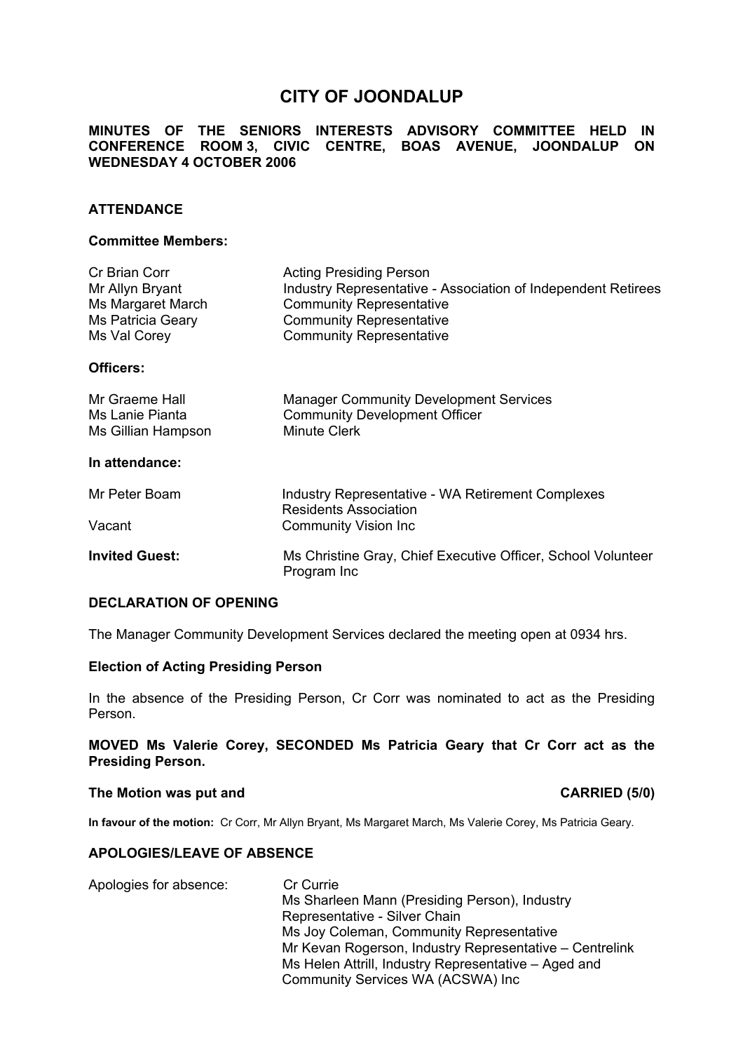# CITY OF JOONDALUP

**MINUTES OF THE SENIORS INTERESTS ADVISORY COMMITTEE HELD IN CONFERENCE ROOM 3, CIVIC CENTRE, BOAS AVENUE, JOONDALUP ON WEDNESDAY 4 OCTOBER 2006**

## ATTENDANCE

### Committee Members:

| | |
|---|---|
| Cr Brian Corr | Acting Presiding Person |
| Mr Allyn Bryant | Industry Representative - Association of Independent Retirees |
| Ms Margaret March | Community Representative |
| Ms Patricia Geary | Community Representative |
| Ms Val Corey | Community Representative |

### Officers:

| | |
|---|---|
| Mr Graeme Hall | Manager Community Development Services |
| Ms Lanie Pianta | Community Development Officer |
| Ms Gillian Hampson | Minute Clerk |

### In attendance:

| | |
|---|---|
| Mr Peter Boam | Industry Representative - WA Retirement Complexes Residents Association |
| Vacant | Community Vision Inc |

**Invited Guest:** Ms Christine Gray, Chief Executive Officer, School Volunteer Program Inc

## DECLARATION OF OPENING

The Manager Community Development Services declared the meeting open at 0934 hrs.

### Election of Acting Presiding Person

In the absence of the Presiding Person, Cr Corr was nominated to act as the Presiding Person.

**MOVED Ms Valerie Corey, SECONDED Ms Patricia Geary that Cr Corr act as the Presiding Person.**

**The Motion was put and CARRIED (5/0)**

**In favour of the motion:** Cr Corr, Mr Allyn Bryant, Ms Margaret March, Ms Valerie Corey, Ms Patricia Geary.

## APOLOGIES/LEAVE OF ABSENCE

Apologies for absence:

- Cr Currie
- Ms Sharleen Mann (Presiding Person), Industry Representative - Silver Chain
- Ms Joy Coleman, Community Representative
- Mr Kevan Rogerson, Industry Representative – Centrelink
- Ms Helen Attrill, Industry Representative – Aged and Community Services WA (ACSWA) Inc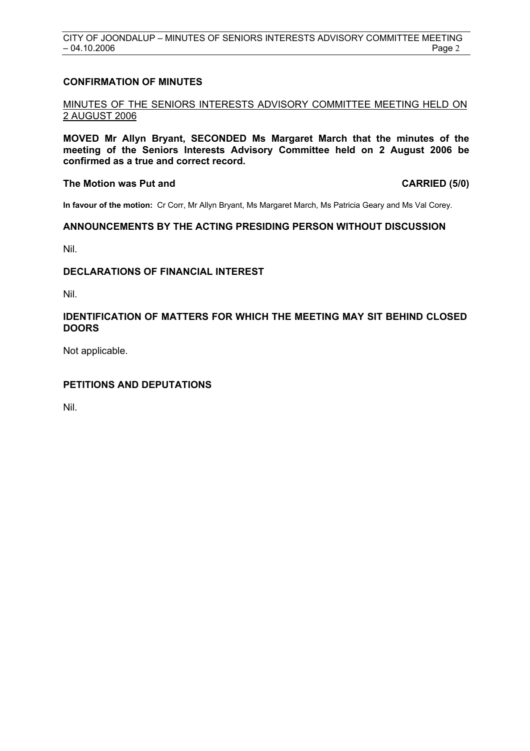## CONFIRMATION OF MINUTES

MINUTES OF THE SENIORS INTERESTS ADVISORY COMMITTEE MEETING HELD ON 2 AUGUST 2006

**MOVED Mr Allyn Bryant, SECONDED Ms Margaret March that the minutes of the meeting of the Seniors Interests Advisory Committee held on 2 August 2006 be confirmed as a true and correct record.**

**The Motion was Put and CARRIED (5/0)**

**In favour of the motion:** Cr Corr, Mr Allyn Bryant, Ms Margaret March, Ms Patricia Geary and Ms Val Corey.

## ANNOUNCEMENTS BY THE ACTING PRESIDING PERSON WITHOUT DISCUSSION

Nil.

## DECLARATIONS OF FINANCIAL INTEREST

Nil.

## IDENTIFICATION OF MATTERS FOR WHICH THE MEETING MAY SIT BEHIND CLOSED DOORS

Not applicable.

## PETITIONS AND DEPUTATIONS

Nil.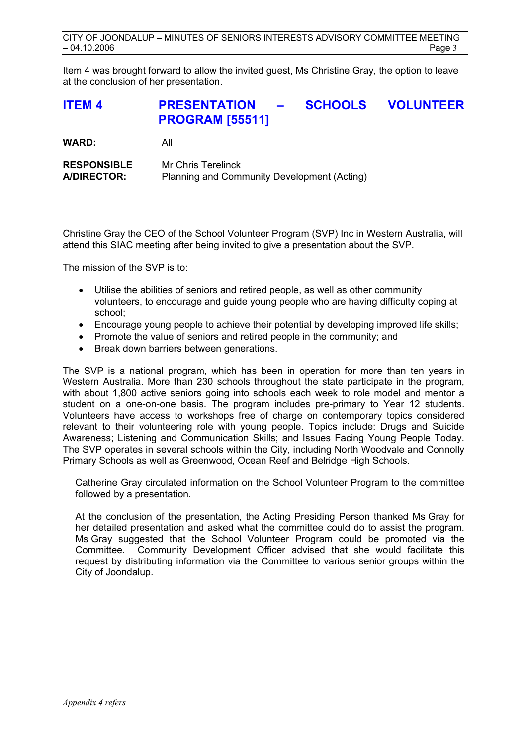Item 4 was brought forward to allow the invited guest, Ms Christine Gray, the option to leave at the conclusion of her presentation.

## ITEM 4 PRESENTATION – SCHOOLS VOLUNTEER PROGRAM [55511]

**WARD:** All

**RESPONSIBLE A/DIRECTOR:** Mr Chris Terelinck
Planning and Community Development (Acting)

Christine Gray the CEO of the School Volunteer Program (SVP) Inc in Western Australia, will attend this SIAC meeting after being invited to give a presentation about the SVP.

The mission of the SVP is to:

- Utilise the abilities of seniors and retired people, as well as other community volunteers, to encourage and guide young people who are having difficulty coping at school;
- Encourage young people to achieve their potential by developing improved life skills;
- Promote the value of seniors and retired people in the community; and
- Break down barriers between generations.

The SVP is a national program, which has been in operation for more than ten years in Western Australia. More than 230 schools throughout the state participate in the program, with about 1,800 active seniors going into schools each week to role model and mentor a student on a one-on-one basis. The program includes pre-primary to Year 12 students. Volunteers have access to workshops free of charge on contemporary topics considered relevant to their volunteering role with young people. Topics include: Drugs and Suicide Awareness; Listening and Communication Skills; and Issues Facing Young People Today. The SVP operates in several schools within the City, including North Woodvale and Connolly Primary Schools as well as Greenwood, Ocean Reef and Belridge High Schools.

Catherine Gray circulated information on the School Volunteer Program to the committee followed by a presentation.

At the conclusion of the presentation, the Acting Presiding Person thanked Ms Gray for her detailed presentation and asked what the committee could do to assist the program. Ms Gray suggested that the School Volunteer Program could be promoted via the Committee. Community Development Officer advised that she would facilitate this request by distributing information via the Committee to various senior groups within the City of Joondalup.

*Appendix 4 refers*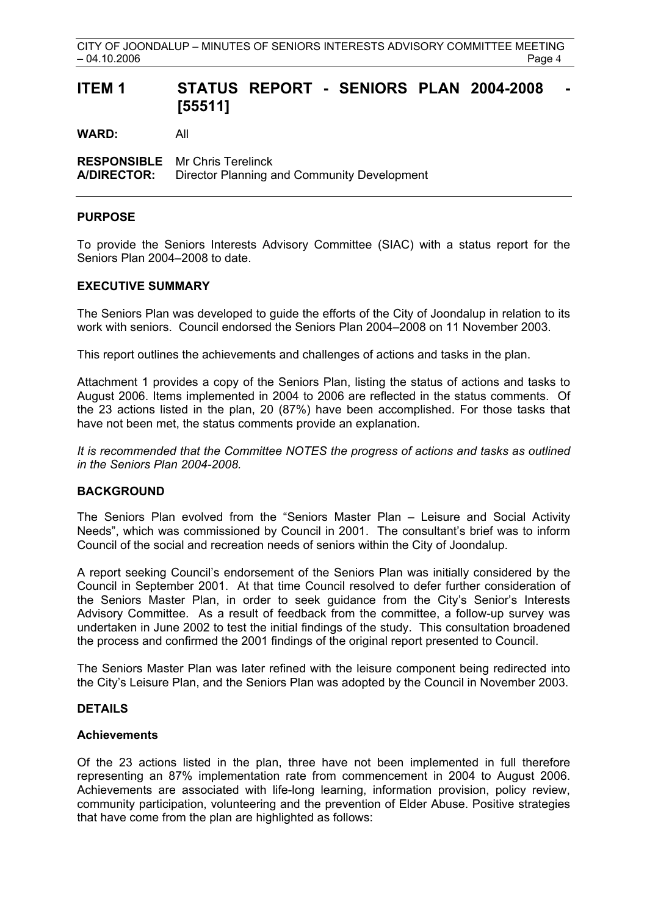# ITEM 1 STATUS REPORT - SENIORS PLAN 2004-2008 - [55511]

**WARD:** All

**RESPONSIBLE A/DIRECTOR:** Mr Chris Terelinck
Director Planning and Community Development

---

## PURPOSE

To provide the Seniors Interests Advisory Committee (SIAC) with a status report for the Seniors Plan 2004–2008 to date.

## EXECUTIVE SUMMARY

The Seniors Plan was developed to guide the efforts of the City of Joondalup in relation to its work with seniors. Council endorsed the Seniors Plan 2004–2008 on 11 November 2003.

This report outlines the achievements and challenges of actions and tasks in the plan.

Attachment 1 provides a copy of the Seniors Plan, listing the status of actions and tasks to August 2006. Items implemented in 2004 to 2006 are reflected in the status comments. Of the 23 actions listed in the plan, 20 (87%) have been accomplished. For those tasks that have not been met, the status comments provide an explanation.

*It is recommended that the Committee NOTES the progress of actions and tasks as outlined in the Seniors Plan 2004-2008.*

## BACKGROUND

The Seniors Plan evolved from the "Seniors Master Plan – Leisure and Social Activity Needs", which was commissioned by Council in 2001. The consultant's brief was to inform Council of the social and recreation needs of seniors within the City of Joondalup.

A report seeking Council's endorsement of the Seniors Plan was initially considered by the Council in September 2001. At that time Council resolved to defer further consideration of the Seniors Master Plan, in order to seek guidance from the City's Senior's Interests Advisory Committee. As a result of feedback from the committee, a follow-up survey was undertaken in June 2002 to test the initial findings of the study. This consultation broadened the process and confirmed the 2001 findings of the original report presented to Council.

The Seniors Master Plan was later refined with the leisure component being redirected into the City's Leisure Plan, and the Seniors Plan was adopted by the Council in November 2003.

## DETAILS

### Achievements

Of the 23 actions listed in the plan, three have not been implemented in full therefore representing an 87% implementation rate from commencement in 2004 to August 2006. Achievements are associated with life-long learning, information provision, policy review, community participation, volunteering and the prevention of Elder Abuse. Positive strategies that have come from the plan are highlighted as follows: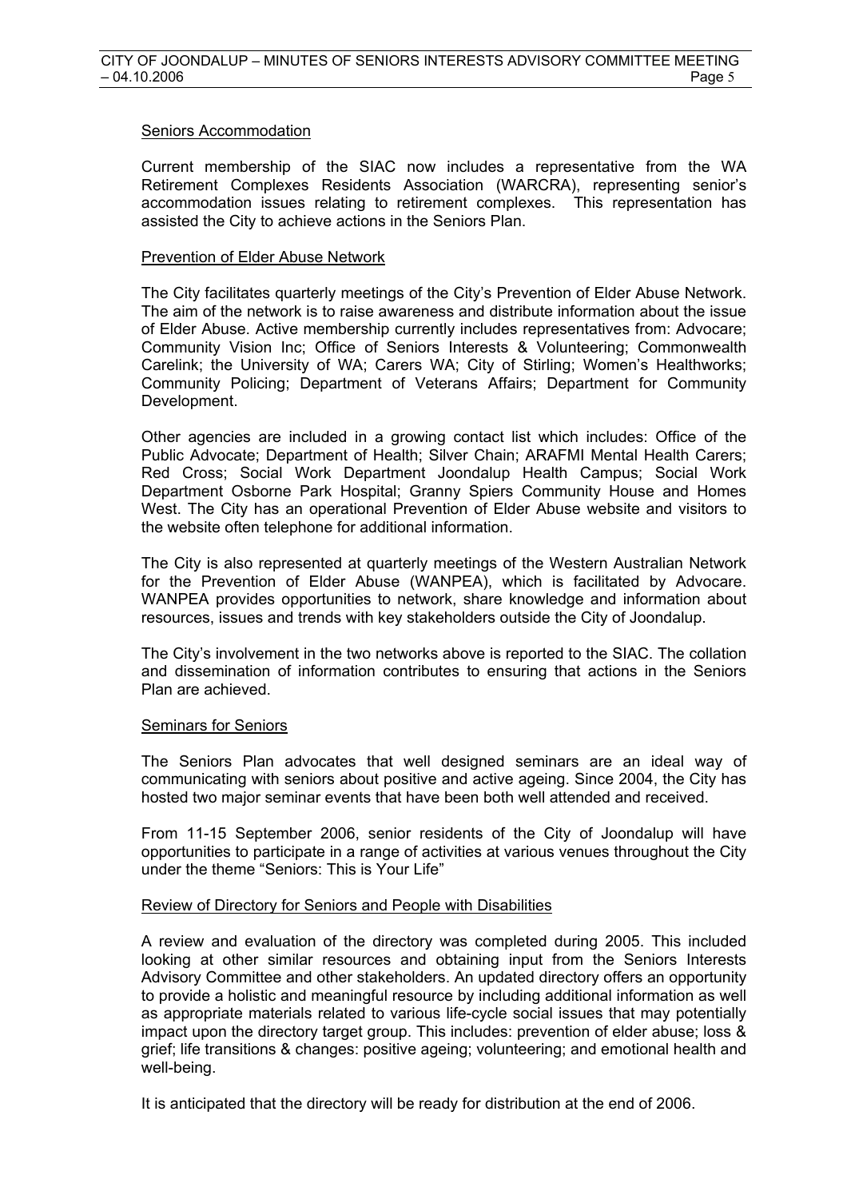Seniors Accommodation

Current membership of the SIAC now includes a representative from the WA Retirement Complexes Residents Association (WARCRA), representing senior's accommodation issues relating to retirement complexes. This representation has assisted the City to achieve actions in the Seniors Plan.

Prevention of Elder Abuse Network

The City facilitates quarterly meetings of the City's Prevention of Elder Abuse Network. The aim of the network is to raise awareness and distribute information about the issue of Elder Abuse. Active membership currently includes representatives from: Advocare; Community Vision Inc; Office of Seniors Interests & Volunteering; Commonwealth Carelink; the University of WA; Carers WA; City of Stirling; Women's Healthworks; Community Policing; Department of Veterans Affairs; Department for Community Development.

Other agencies are included in a growing contact list which includes: Office of the Public Advocate; Department of Health; Silver Chain; ARAFMI Mental Health Carers; Red Cross; Social Work Department Joondalup Health Campus; Social Work Department Osborne Park Hospital; Granny Spiers Community House and Homes West. The City has an operational Prevention of Elder Abuse website and visitors to the website often telephone for additional information.

The City is also represented at quarterly meetings of the Western Australian Network for the Prevention of Elder Abuse (WANPEA), which is facilitated by Advocare. WANPEA provides opportunities to network, share knowledge and information about resources, issues and trends with key stakeholders outside the City of Joondalup.

The City's involvement in the two networks above is reported to the SIAC. The collation and dissemination of information contributes to ensuring that actions in the Seniors Plan are achieved.

Seminars for Seniors

The Seniors Plan advocates that well designed seminars are an ideal way of communicating with seniors about positive and active ageing. Since 2004, the City has hosted two major seminar events that have been both well attended and received.

From 11-15 September 2006, senior residents of the City of Joondalup will have opportunities to participate in a range of activities at various venues throughout the City under the theme "Seniors: This is Your Life"

Review of Directory for Seniors and People with Disabilities

A review and evaluation of the directory was completed during 2005. This included looking at other similar resources and obtaining input from the Seniors Interests Advisory Committee and other stakeholders. An updated directory offers an opportunity to provide a holistic and meaningful resource by including additional information as well as appropriate materials related to various life-cycle social issues that may potentially impact upon the directory target group. This includes: prevention of elder abuse; loss & grief; life transitions & changes: positive ageing; volunteering; and emotional health and well-being.

It is anticipated that the directory will be ready for distribution at the end of 2006.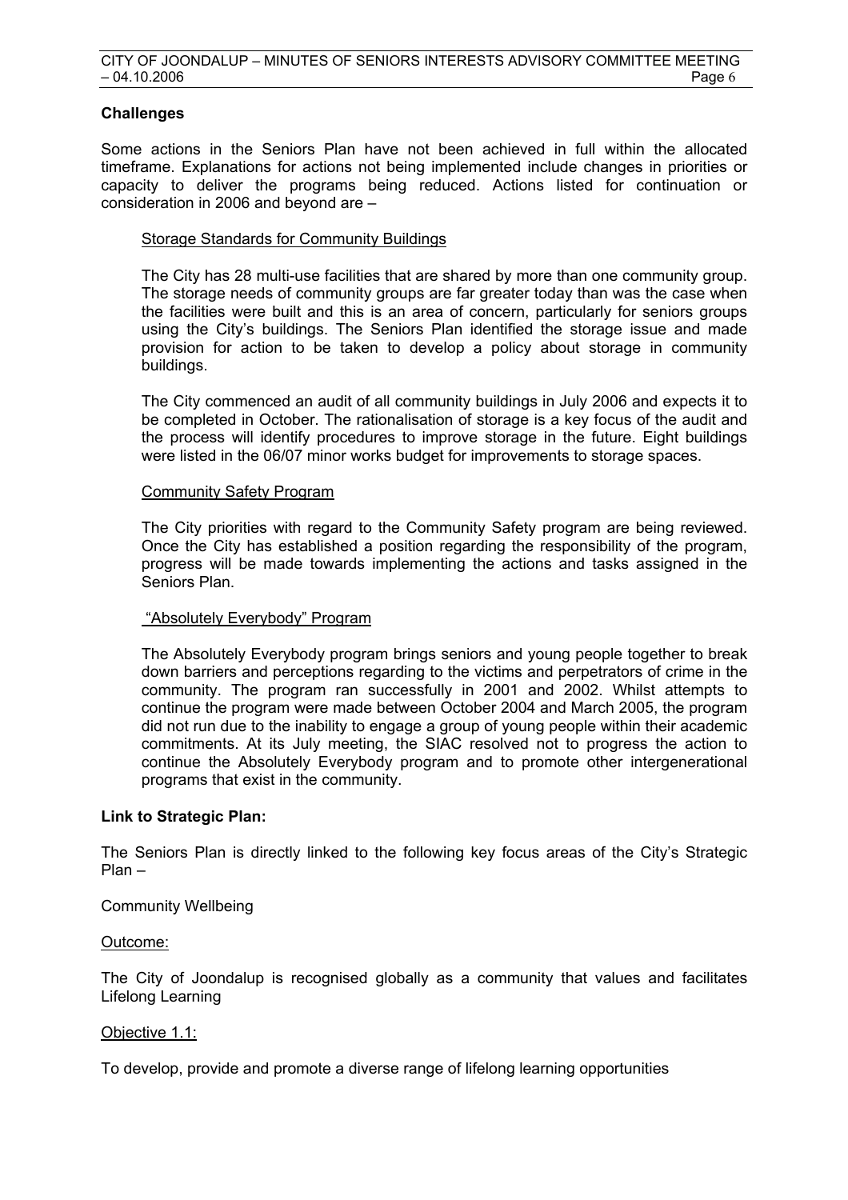**Challenges**

Some actions in the Seniors Plan have not been achieved in full within the allocated timeframe. Explanations for actions not being implemented include changes in priorities or capacity to deliver the programs being reduced. Actions listed for continuation or consideration in 2006 and beyond are –

Storage Standards for Community Buildings

The City has 28 multi-use facilities that are shared by more than one community group. The storage needs of community groups are far greater today than was the case when the facilities were built and this is an area of concern, particularly for seniors groups using the City's buildings. The Seniors Plan identified the storage issue and made provision for action to be taken to develop a policy about storage in community buildings.

The City commenced an audit of all community buildings in July 2006 and expects it to be completed in October. The rationalisation of storage is a key focus of the audit and the process will identify procedures to improve storage in the future. Eight buildings were listed in the 06/07 minor works budget for improvements to storage spaces.

Community Safety Program

The City priorities with regard to the Community Safety program are being reviewed. Once the City has established a position regarding the responsibility of the program, progress will be made towards implementing the actions and tasks assigned in the Seniors Plan.

"Absolutely Everybody" Program

The Absolutely Everybody program brings seniors and young people together to break down barriers and perceptions regarding to the victims and perpetrators of crime in the community. The program ran successfully in 2001 and 2002. Whilst attempts to continue the program were made between October 2004 and March 2005, the program did not run due to the inability to engage a group of young people within their academic commitments. At its July meeting, the SIAC resolved not to progress the action to continue the Absolutely Everybody program and to promote other intergenerational programs that exist in the community.

**Link to Strategic Plan:**

The Seniors Plan is directly linked to the following key focus areas of the City's Strategic Plan –

Community Wellbeing

Outcome:

The City of Joondalup is recognised globally as a community that values and facilitates Lifelong Learning

Objective 1.1:

To develop, provide and promote a diverse range of lifelong learning opportunities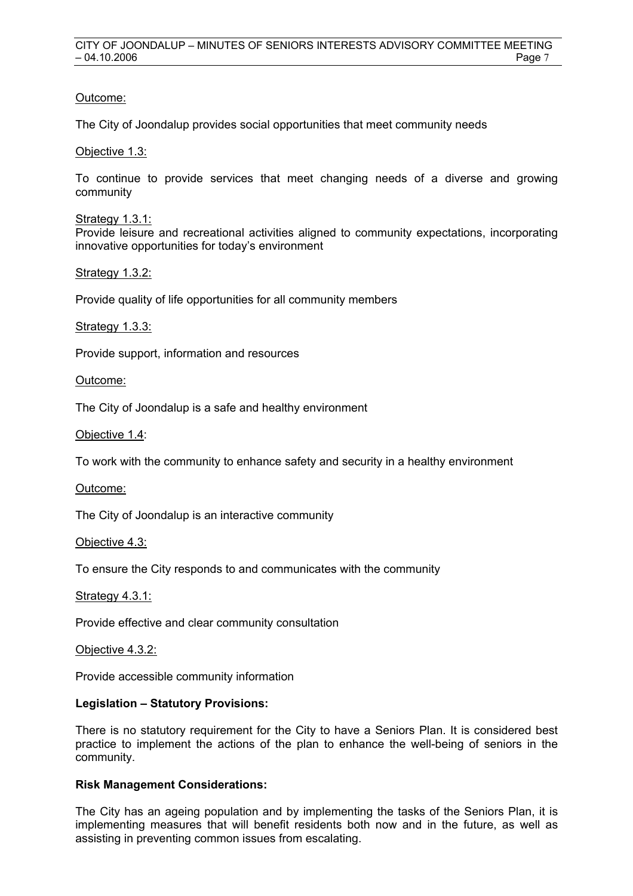Outcome:

The City of Joondalup provides social opportunities that meet community needs

Objective 1.3:

To continue to provide services that meet changing needs of a diverse and growing community

Strategy 1.3.1:
Provide leisure and recreational activities aligned to community expectations, incorporating innovative opportunities for today's environment

Strategy 1.3.2:

Provide quality of life opportunities for all community members

Strategy 1.3.3:

Provide support, information and resources

Outcome:

The City of Joondalup is a safe and healthy environment

Objective 1.4:

To work with the community to enhance safety and security in a healthy environment

Outcome:

The City of Joondalup is an interactive community

Objective 4.3:

To ensure the City responds to and communicates with the community

Strategy 4.3.1:

Provide effective and clear community consultation

Objective 4.3.2:

Provide accessible community information

**Legislation – Statutory Provisions:**

There is no statutory requirement for the City to have a Seniors Plan. It is considered best practice to implement the actions of the plan to enhance the well-being of seniors in the community.

**Risk Management Considerations:**

The City has an ageing population and by implementing the tasks of the Seniors Plan, it is implementing measures that will benefit residents both now and in the future, as well as assisting in preventing common issues from escalating.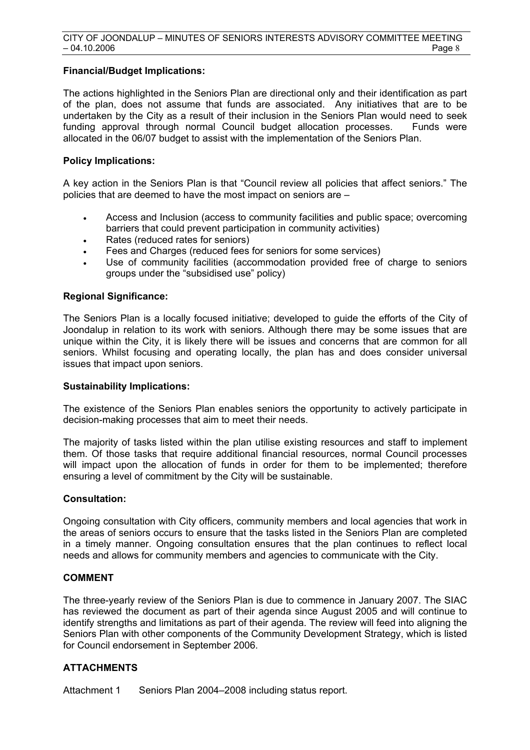**Financial/Budget Implications:**

The actions highlighted in the Seniors Plan are directional only and their identification as part of the plan, does not assume that funds are associated. Any initiatives that are to be undertaken by the City as a result of their inclusion in the Seniors Plan would need to seek funding approval through normal Council budget allocation processes. Funds were allocated in the 06/07 budget to assist with the implementation of the Seniors Plan.

**Policy Implications:**

A key action in the Seniors Plan is that "Council review all policies that affect seniors." The policies that are deemed to have the most impact on seniors are –

- Access and Inclusion (access to community facilities and public space; overcoming barriers that could prevent participation in community activities)
- Rates (reduced rates for seniors)
- Fees and Charges (reduced fees for seniors for some services)
- Use of community facilities (accommodation provided free of charge to seniors groups under the "subsidised use" policy)

**Regional Significance:**

The Seniors Plan is a locally focused initiative; developed to guide the efforts of the City of Joondalup in relation to its work with seniors. Although there may be some issues that are unique within the City, it is likely there will be issues and concerns that are common for all seniors. Whilst focusing and operating locally, the plan has and does consider universal issues that impact upon seniors.

**Sustainability Implications:**

The existence of the Seniors Plan enables seniors the opportunity to actively participate in decision-making processes that aim to meet their needs.

The majority of tasks listed within the plan utilise existing resources and staff to implement them. Of those tasks that require additional financial resources, normal Council processes will impact upon the allocation of funds in order for them to be implemented; therefore ensuring a level of commitment by the City will be sustainable.

**Consultation:**

Ongoing consultation with City officers, community members and local agencies that work in the areas of seniors occurs to ensure that the tasks listed in the Seniors Plan are completed in a timely manner. Ongoing consultation ensures that the plan continues to reflect local needs and allows for community members and agencies to communicate with the City.

## COMMENT

The three-yearly review of the Seniors Plan is due to commence in January 2007. The SIAC has reviewed the document as part of their agenda since August 2005 and will continue to identify strengths and limitations as part of their agenda. The review will feed into aligning the Seniors Plan with other components of the Community Development Strategy, which is listed for Council endorsement in September 2006.

## ATTACHMENTS

Attachment 1 Seniors Plan 2004–2008 including status report.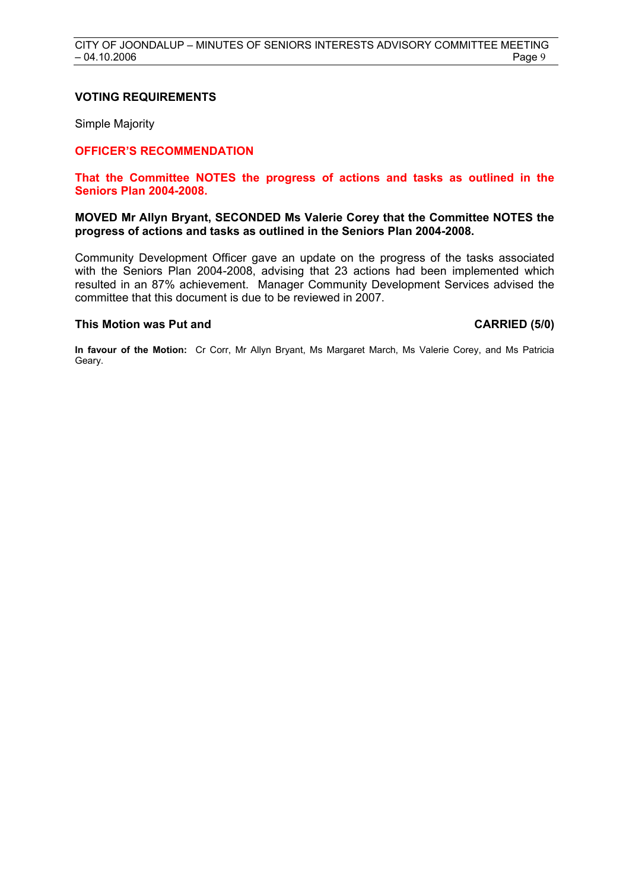**VOTING REQUIREMENTS**

Simple Majority

**OFFICER'S RECOMMENDATION**

**That the Committee NOTES the progress of actions and tasks as outlined in the Seniors Plan 2004-2008.**

**MOVED Mr Allyn Bryant, SECONDED Ms Valerie Corey that the Committee NOTES the progress of actions and tasks as outlined in the Seniors Plan 2004-2008.**

Community Development Officer gave an update on the progress of the tasks associated with the Seniors Plan 2004-2008, advising that 23 actions had been implemented which resulted in an 87% achievement. Manager Community Development Services advised the committee that this document is due to be reviewed in 2007.

**This Motion was Put and CARRIED (5/0)**

**In favour of the Motion:** Cr Corr, Mr Allyn Bryant, Ms Margaret March, Ms Valerie Corey, and Ms Patricia Geary.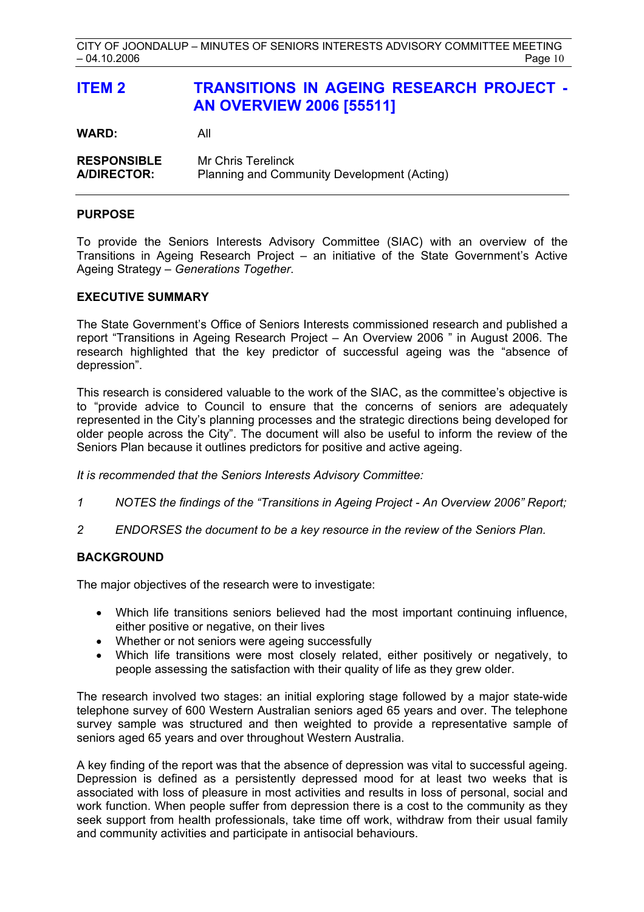# ITEM 2 TRANSITIONS IN AGEING RESEARCH PROJECT - AN OVERVIEW 2006 [55511]

**WARD:** All

**RESPONSIBLE A/DIRECTOR:** Mr Chris Terelinck
Planning and Community Development (Acting)

---

## PURPOSE

To provide the Seniors Interests Advisory Committee (SIAC) with an overview of the Transitions in Ageing Research Project – an initiative of the State Government's Active Ageing Strategy – *Generations Together*.

## EXECUTIVE SUMMARY

The State Government's Office of Seniors Interests commissioned research and published a report "Transitions in Ageing Research Project – An Overview 2006 " in August 2006. The research highlighted that the key predictor of successful ageing was the "absence of depression".

This research is considered valuable to the work of the SIAC, as the committee's objective is to "provide advice to Council to ensure that the concerns of seniors are adequately represented in the City's planning processes and the strategic directions being developed for older people across the City". The document will also be useful to inform the review of the Seniors Plan because it outlines predictors for positive and active ageing.

*It is recommended that the Seniors Interests Advisory Committee:*

1. *NOTES the findings of the "Transitions in Ageing Project - An Overview 2006" Report;*
2. *ENDORSES the document to be a key resource in the review of the Seniors Plan.*

## BACKGROUND

The major objectives of the research were to investigate:

- Which life transitions seniors believed had the most important continuing influence, either positive or negative, on their lives
- Whether or not seniors were ageing successfully
- Which life transitions were most closely related, either positively or negatively, to people assessing the satisfaction with their quality of life as they grew older.

The research involved two stages: an initial exploring stage followed by a major state-wide telephone survey of 600 Western Australian seniors aged 65 years and over. The telephone survey sample was structured and then weighted to provide a representative sample of seniors aged 65 years and over throughout Western Australia.

A key finding of the report was that the absence of depression was vital to successful ageing. Depression is defined as a persistently depressed mood for at least two weeks that is associated with loss of pleasure in most activities and results in loss of personal, social and work function. When people suffer from depression there is a cost to the community as they seek support from health professionals, take time off work, withdraw from their usual family and community activities and participate in antisocial behaviours.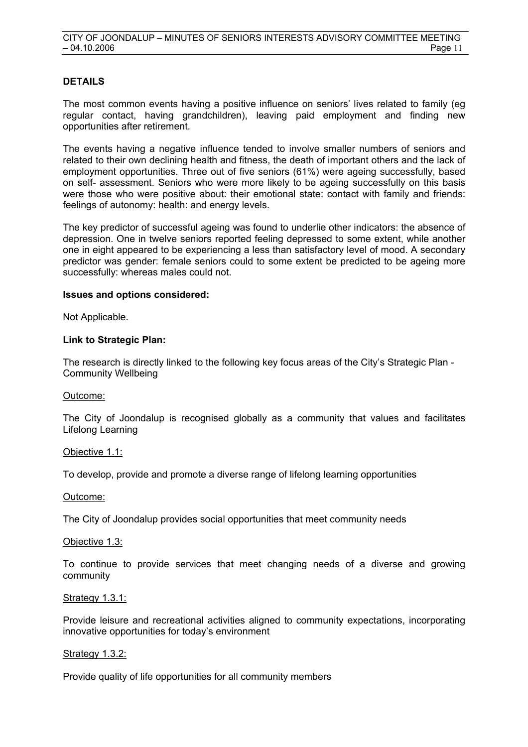## DETAILS

The most common events having a positive influence on seniors' lives related to family (eg regular contact, having grandchildren), leaving paid employment and finding new opportunities after retirement.

The events having a negative influence tended to involve smaller numbers of seniors and related to their own declining health and fitness, the death of important others and the lack of employment opportunities. Three out of five seniors (61%) were ageing successfully, based on self- assessment. Seniors who were more likely to be ageing successfully on this basis were those who were positive about: their emotional state: contact with family and friends: feelings of autonomy: health: and energy levels.

The key predictor of successful ageing was found to underlie other indicators: the absence of depression. One in twelve seniors reported feeling depressed to some extent, while another one in eight appeared to be experiencing a less than satisfactory level of mood. A secondary predictor was gender: female seniors could to some extent be predicted to be ageing more successfully: whereas males could not.

**Issues and options considered:**

Not Applicable.

**Link to Strategic Plan:**

The research is directly linked to the following key focus areas of the City's Strategic Plan - Community Wellbeing

Outcome:

The City of Joondalup is recognised globally as a community that values and facilitates Lifelong Learning

Objective 1.1:

To develop, provide and promote a diverse range of lifelong learning opportunities

Outcome:

The City of Joondalup provides social opportunities that meet community needs

Objective 1.3:

To continue to provide services that meet changing needs of a diverse and growing community

Strategy 1.3.1:

Provide leisure and recreational activities aligned to community expectations, incorporating innovative opportunities for today's environment

Strategy 1.3.2:

Provide quality of life opportunities for all community members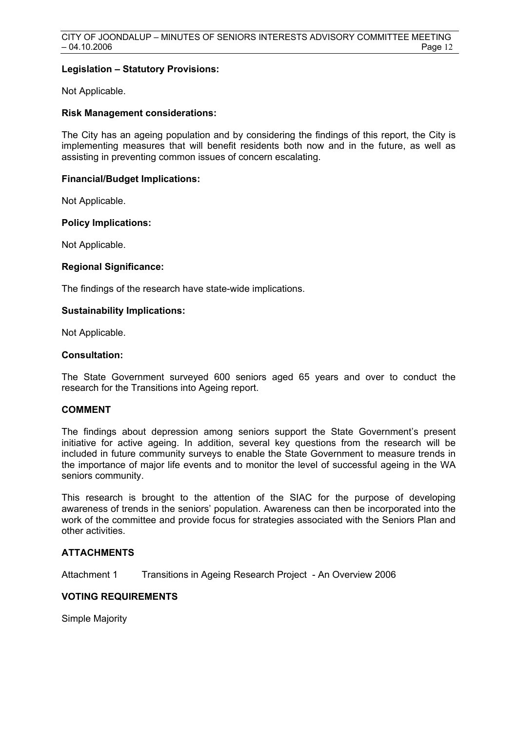**Legislation – Statutory Provisions:**

Not Applicable.

**Risk Management considerations:**

The City has an ageing population and by considering the findings of this report, the City is implementing measures that will benefit residents both now and in the future, as well as assisting in preventing common issues of concern escalating.

**Financial/Budget Implications:**

Not Applicable.

**Policy Implications:**

Not Applicable.

**Regional Significance:**

The findings of the research have state-wide implications.

**Sustainability Implications:**

Not Applicable.

**Consultation:**

The State Government surveyed 600 seniors aged 65 years and over to conduct the research for the Transitions into Ageing report.

## COMMENT

The findings about depression among seniors support the State Government's present initiative for active ageing. In addition, several key questions from the research will be included in future community surveys to enable the State Government to measure trends in the importance of major life events and to monitor the level of successful ageing in the WA seniors community.

This research is brought to the attention of the SIAC for the purpose of developing awareness of trends in the seniors' population. Awareness can then be incorporated into the work of the committee and provide focus for strategies associated with the Seniors Plan and other activities.

## ATTACHMENTS

Attachment 1 Transitions in Ageing Research Project - An Overview 2006

## VOTING REQUIREMENTS

Simple Majority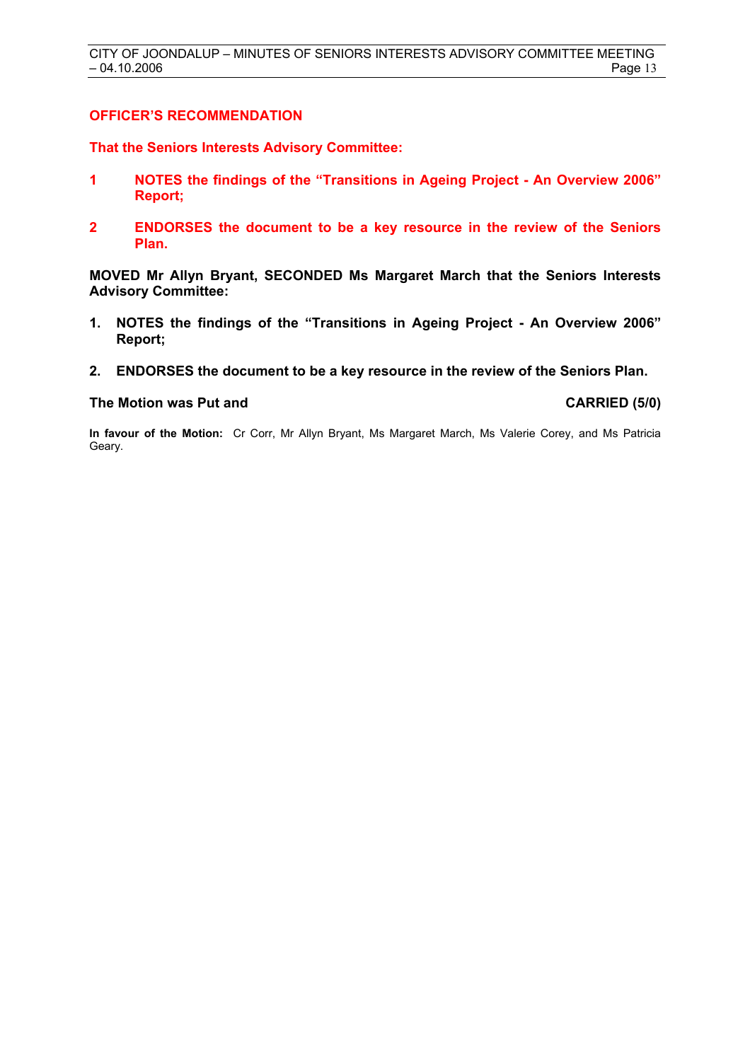**OFFICER'S RECOMMENDATION**

**That the Seniors Interests Advisory Committee:**

**1 NOTES the findings of the "Transitions in Ageing Project - An Overview 2006" Report;**

**2 ENDORSES the document to be a key resource in the review of the Seniors Plan.**

**MOVED Mr Allyn Bryant, SECONDED Ms Margaret March that the Seniors Interests Advisory Committee:**

1. **NOTES the findings of the "Transitions in Ageing Project - An Overview 2006" Report;**
2. **ENDORSES the document to be a key resource in the review of the Seniors Plan.**

**The Motion was Put and CARRIED (5/0)**

**In favour of the Motion:** Cr Corr, Mr Allyn Bryant, Ms Margaret March, Ms Valerie Corey, and Ms Patricia Geary.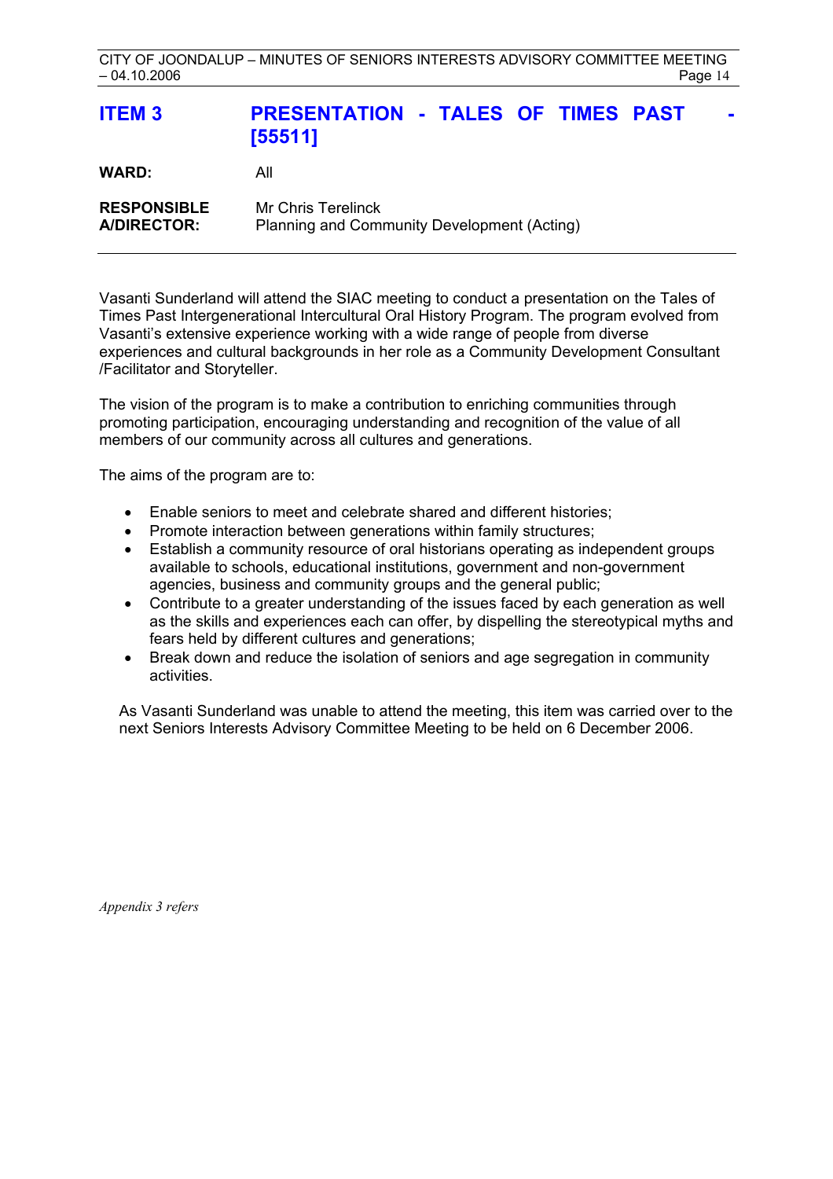## ITEM 3 PRESENTATION - TALES OF TIMES PAST - [55511]

**WARD:** All

**RESPONSIBLE A/DIRECTOR:** Mr Chris Terelinck
Planning and Community Development (Acting)

---

Vasanti Sunderland will attend the SIAC meeting to conduct a presentation on the Tales of Times Past Intergenerational Intercultural Oral History Program. The program evolved from Vasanti's extensive experience working with a wide range of people from diverse experiences and cultural backgrounds in her role as a Community Development Consultant /Facilitator and Storyteller.

The vision of the program is to make a contribution to enriching communities through promoting participation, encouraging understanding and recognition of the value of all members of our community across all cultures and generations.

The aims of the program are to:

- Enable seniors to meet and celebrate shared and different histories;
- Promote interaction between generations within family structures;
- Establish a community resource of oral historians operating as independent groups available to schools, educational institutions, government and non-government agencies, business and community groups and the general public;
- Contribute to a greater understanding of the issues faced by each generation as well as the skills and experiences each can offer, by dispelling the stereotypical myths and fears held by different cultures and generations;
- Break down and reduce the isolation of seniors and age segregation in community activities.

As Vasanti Sunderland was unable to attend the meeting, this item was carried over to the next Seniors Interests Advisory Committee Meeting to be held on 6 December 2006.

*Appendix 3 refers*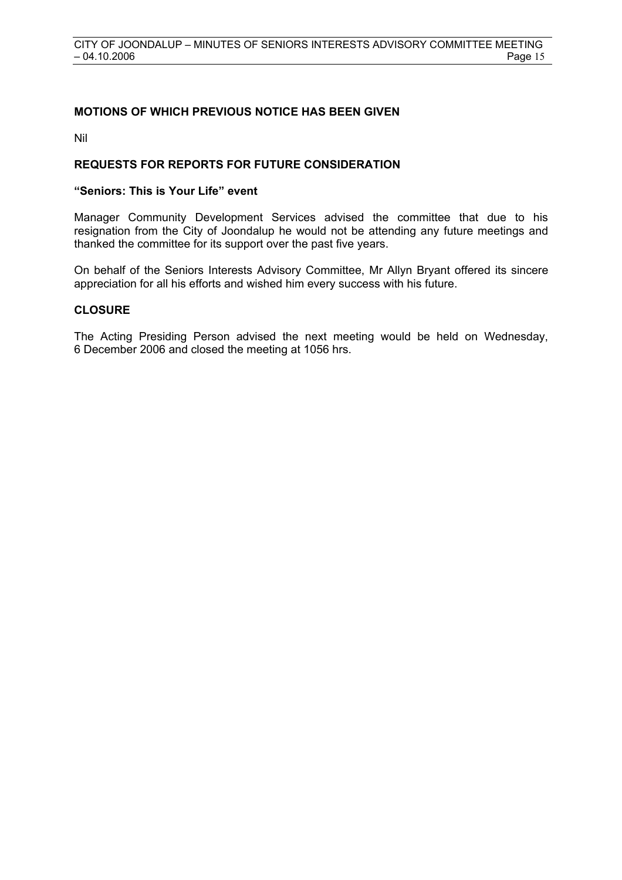## MOTIONS OF WHICH PREVIOUS NOTICE HAS BEEN GIVEN

Nil

## REQUESTS FOR REPORTS FOR FUTURE CONSIDERATION

### "Seniors: This is Your Life" event

Manager Community Development Services advised the committee that due to his resignation from the City of Joondalup he would not be attending any future meetings and thanked the committee for its support over the past five years.

On behalf of the Seniors Interests Advisory Committee, Mr Allyn Bryant offered its sincere appreciation for all his efforts and wished him every success with his future.

## CLOSURE

The Acting Presiding Person advised the next meeting would be held on Wednesday, 6 December 2006 and closed the meeting at 1056 hrs.